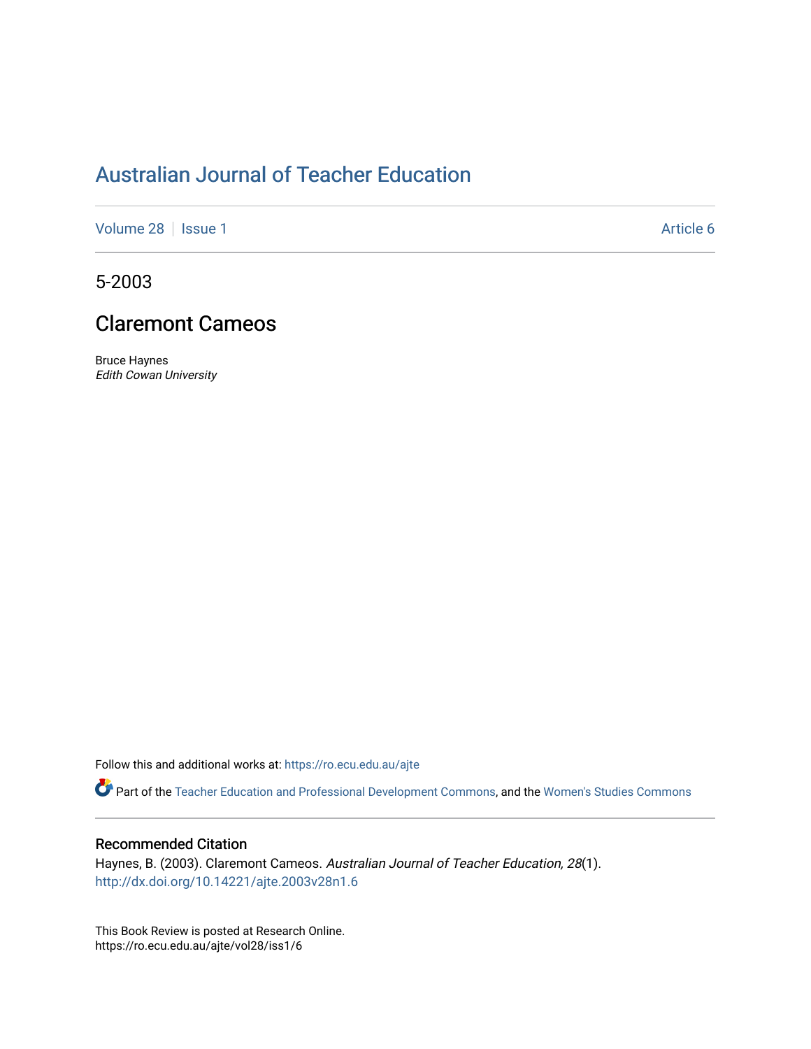# Australian Journal of Teacher Education

Volume 28 | Issue 1 | Article 6

5-2003

## Claremont Cameos

Bruce Haynes
*Edith Cowan University*

Follow this and additional works at: https://ro.ecu.edu.au/ajte

Part of the Teacher Education and Professional Development Commons, and the Women's Studies Commons

### Recommended Citation

Haynes, B. (2003). Claremont Cameos. *Australian Journal of Teacher Education, 28*(1).
http://dx.doi.org/10.14221/ajte.2003v28n1.6

This Book Review is posted at Research Online.
https://ro.ecu.edu.au/ajte/vol28/iss1/6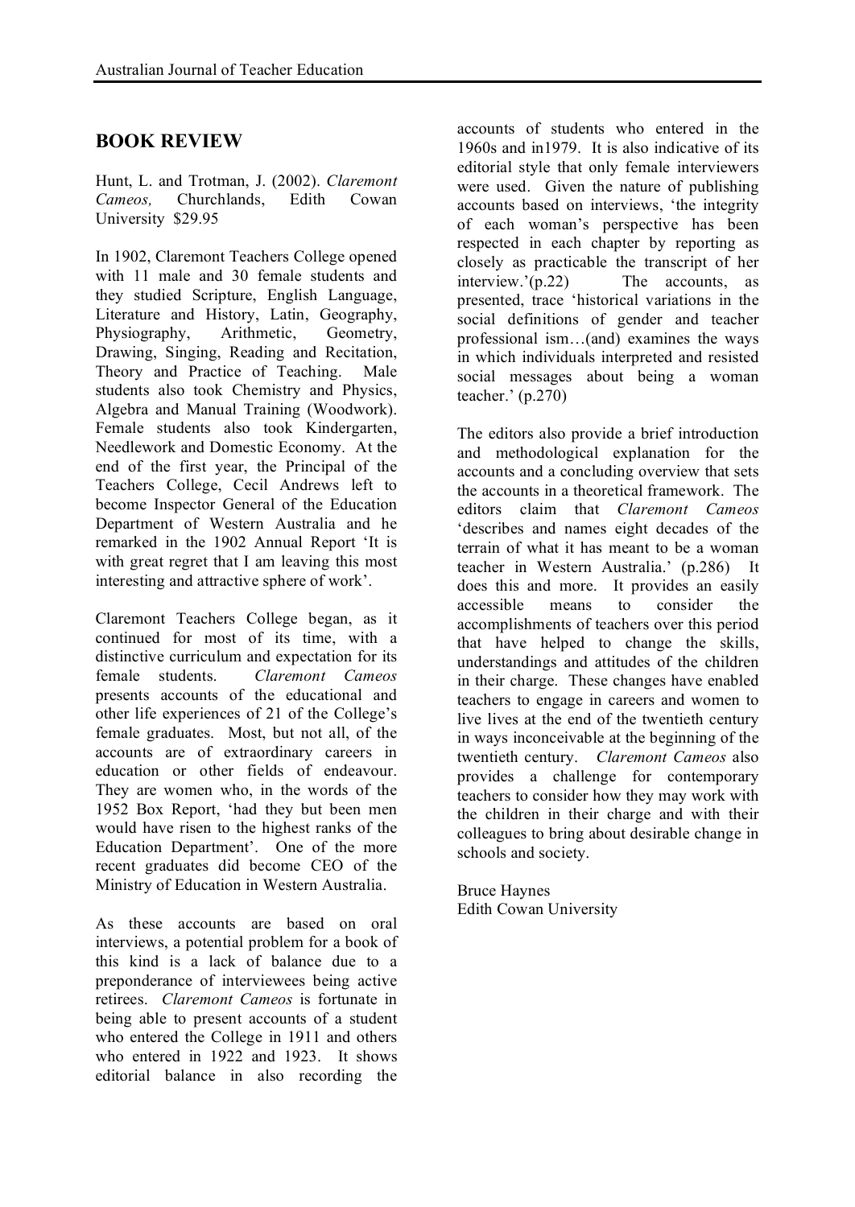## BOOK REVIEW

Hunt, L. and Trotman, J. (2002). *Claremont Cameos,* Churchlands, Edith Cowan University $29.95

In 1902, Claremont Teachers College opened with 11 male and 30 female students and they studied Scripture, English Language, Literature and History, Latin, Geography, Physiography, Arithmetic, Geometry, Drawing, Singing, Reading and Recitation, Theory and Practice of Teaching. Male students also took Chemistry and Physics, Algebra and Manual Training (Woodwork). Female students also took Kindergarten, Needlework and Domestic Economy. At the end of the first year, the Principal of the Teachers College, Cecil Andrews left to become Inspector General of the Education Department of Western Australia and he remarked in the 1902 Annual Report 'It is with great regret that I am leaving this most interesting and attractive sphere of work'.

Claremont Teachers College began, as it continued for most of its time, with a distinctive curriculum and expectation for its female students. *Claremont Cameos* presents accounts of the educational and other life experiences of 21 of the College's female graduates. Most, but not all, of the accounts are of extraordinary careers in education or other fields of endeavour. They are women who, in the words of the 1952 Box Report, 'had they but been men would have risen to the highest ranks of the Education Department'. One of the more recent graduates did become CEO of the Ministry of Education in Western Australia.

As these accounts are based on oral interviews, a potential problem for a book of this kind is a lack of balance due to a preponderance of interviewees being active retirees. *Claremont Cameos* is fortunate in being able to present accounts of a student who entered the College in 1911 and others who entered in 1922 and 1923. It shows editorial balance in also recording the accounts of students who entered in the 1960s and in1979. It is also indicative of its editorial style that only female interviewers were used. Given the nature of publishing accounts based on interviews, 'the integrity of each woman's perspective has been respected in each chapter by reporting as closely as practicable the transcript of her interview.'(p.22) The accounts, as presented, trace 'historical variations in the social definitions of gender and teacher professional ism…(and) examines the ways in which individuals interpreted and resisted social messages about being a woman teacher.' (p.270)

The editors also provide a brief introduction and methodological explanation for the accounts and a concluding overview that sets the accounts in a theoretical framework. The editors claim that *Claremont Cameos* 'describes and names eight decades of the terrain of what it has meant to be a woman teacher in Western Australia.' (p.286) It does this and more. It provides an easily accessible means to consider the accomplishments of teachers over this period that have helped to change the skills, understandings and attitudes of the children in their charge. These changes have enabled teachers to engage in careers and women to live lives at the end of the twentieth century in ways inconceivable at the beginning of the twentieth century. *Claremont Cameos* also provides a challenge for contemporary teachers to consider how they may work with the children in their charge and with their colleagues to bring about desirable change in schools and society.

Bruce Haynes
Edith Cowan University